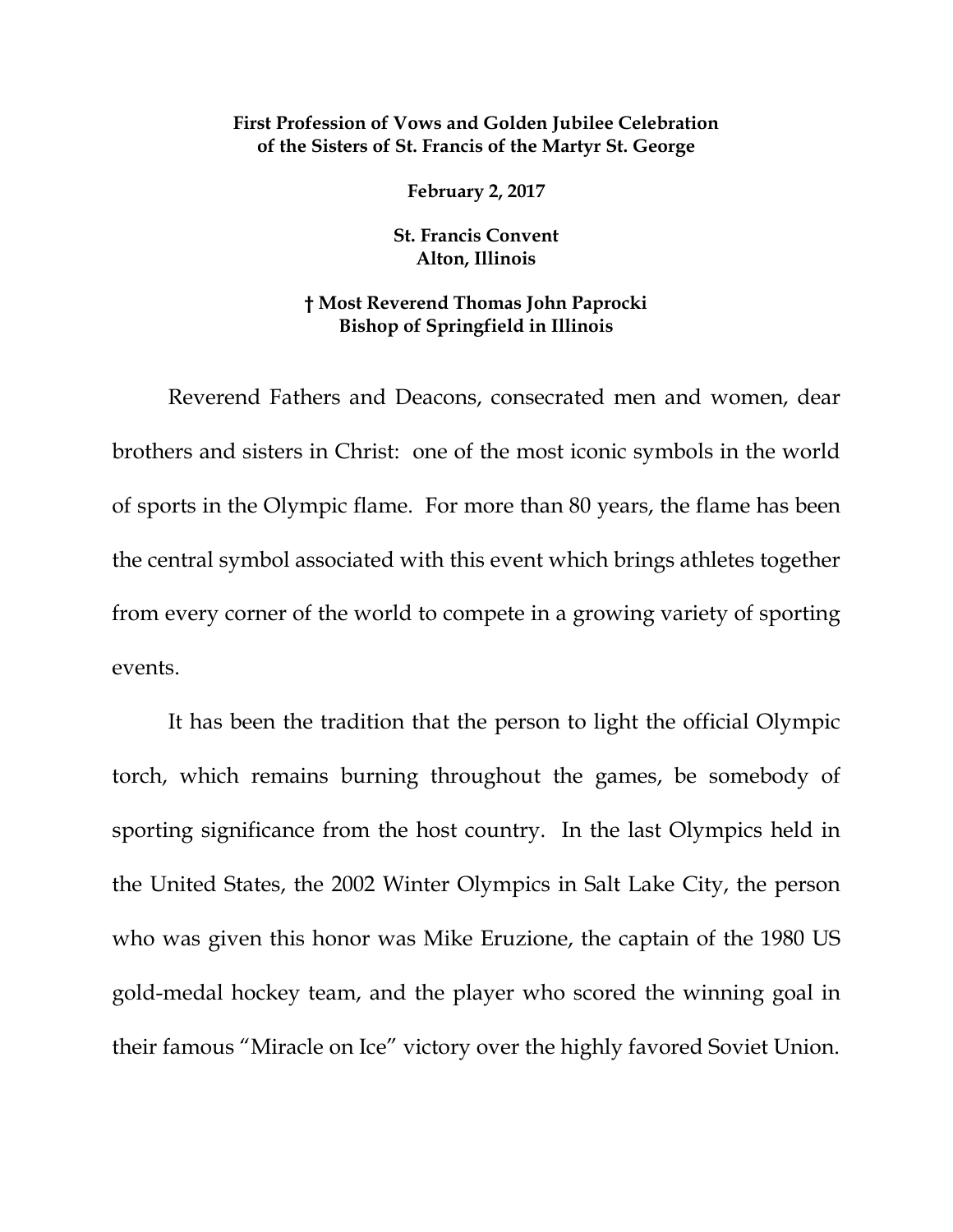**First Profession of Vows and Golden Jubilee Celebration of the Sisters of St. Francis of the Martyr St. George**

**February 2, 2017**

**St. Francis Convent**
**Alton, Illinois**

**† Most Reverend Thomas John Paprocki**
**Bishop of Springfield in Illinois**

Reverend Fathers and Deacons, consecrated men and women, dear brothers and sisters in Christ: one of the most iconic symbols in the world of sports in the Olympic flame. For more than 80 years, the flame has been the central symbol associated with this event which brings athletes together from every corner of the world to compete in a growing variety of sporting events.

It has been the tradition that the person to light the official Olympic torch, which remains burning throughout the games, be somebody of sporting significance from the host country. In the last Olympics held in the United States, the 2002 Winter Olympics in Salt Lake City, the person who was given this honor was Mike Eruzione, the captain of the 1980 US gold-medal hockey team, and the player who scored the winning goal in their famous "Miracle on Ice" victory over the highly favored Soviet Union.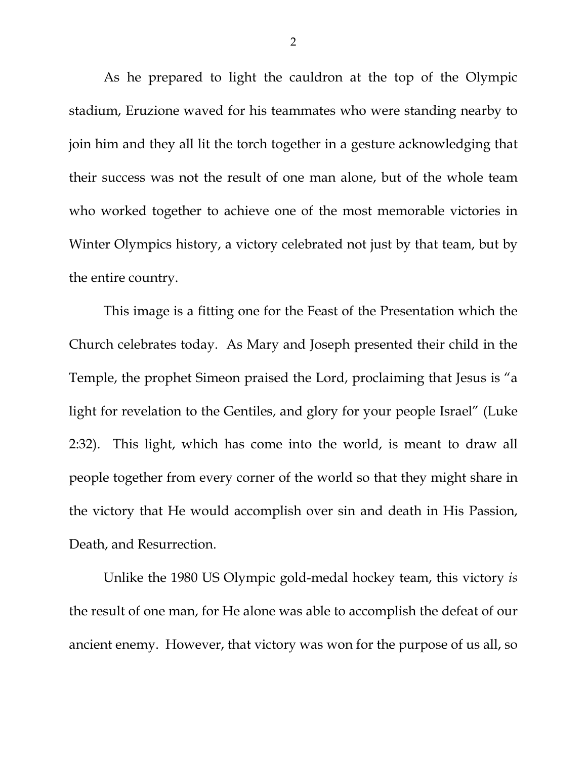As he prepared to light the cauldron at the top of the Olympic stadium, Eruzione waved for his teammates who were standing nearby to join him and they all lit the torch together in a gesture acknowledging that their success was not the result of one man alone, but of the whole team who worked together to achieve one of the most memorable victories in Winter Olympics history, a victory celebrated not just by that team, but by the entire country.

This image is a fitting one for the Feast of the Presentation which the Church celebrates today. As Mary and Joseph presented their child in the Temple, the prophet Simeon praised the Lord, proclaiming that Jesus is "a light for revelation to the Gentiles, and glory for your people Israel" (Luke 2:32). This light, which has come into the world, is meant to draw all people together from every corner of the world so that they might share in the victory that He would accomplish over sin and death in His Passion, Death, and Resurrection.

Unlike the 1980 US Olympic gold-medal hockey team, this victory *is* the result of one man, for He alone was able to accomplish the defeat of our ancient enemy. However, that victory was won for the purpose of us all, so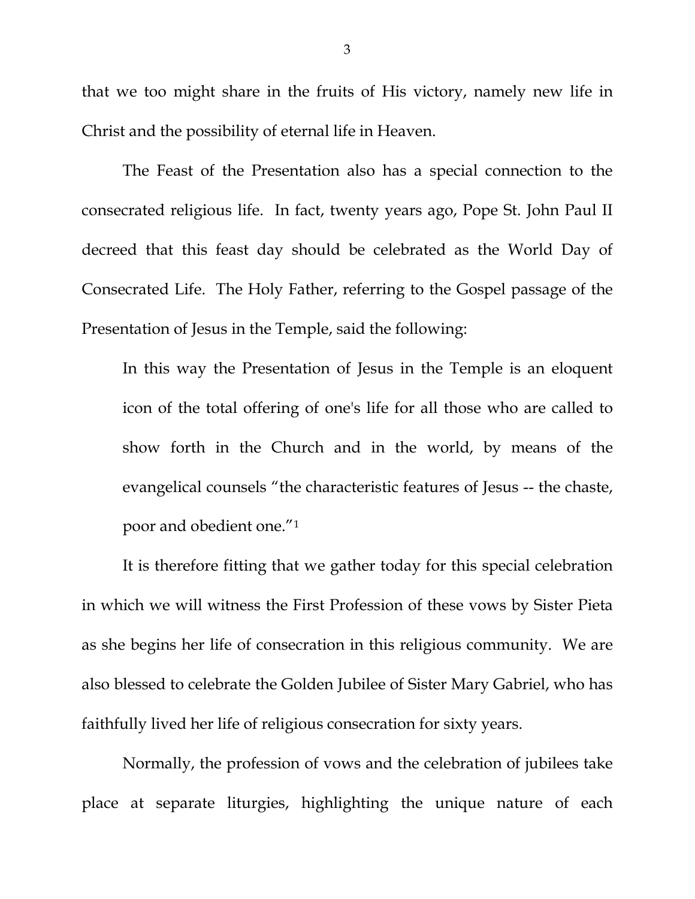that we too might share in the fruits of His victory, namely new life in Christ and the possibility of eternal life in Heaven.

The Feast of the Presentation also has a special connection to the consecrated religious life. In fact, twenty years ago, Pope St. John Paul II decreed that this feast day should be celebrated as the World Day of Consecrated Life. The Holy Father, referring to the Gospel passage of the Presentation of Jesus in the Temple, said the following:

> In this way the Presentation of Jesus in the Temple is an eloquent icon of the total offering of one's life for all those who are called to show forth in the Church and in the world, by means of the evangelical counsels "the characteristic features of Jesus -- the chaste, poor and obedient one."[1]

It is therefore fitting that we gather today for this special celebration in which we will witness the First Profession of these vows by Sister Pieta as she begins her life of consecration in this religious community. We are also blessed to celebrate the Golden Jubilee of Sister Mary Gabriel, who has faithfully lived her life of religious consecration for sixty years.

Normally, the profession of vows and the celebration of jubilees take place at separate liturgies, highlighting the unique nature of each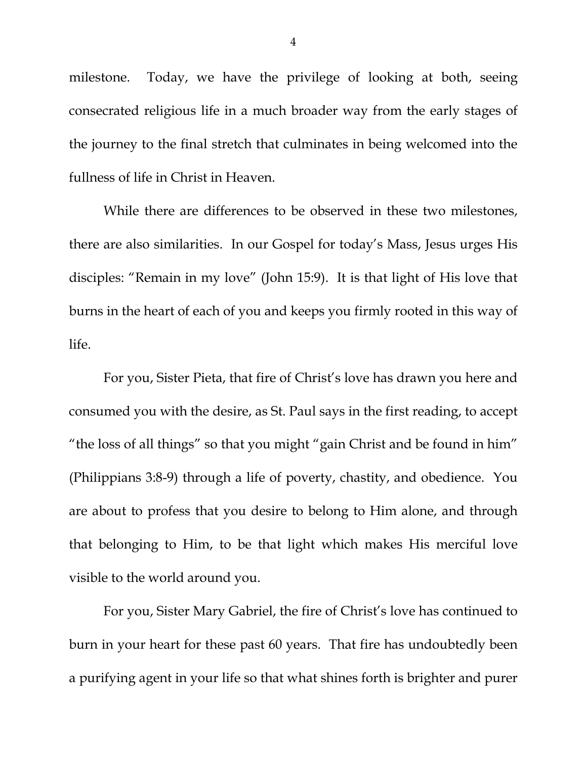milestone. Today, we have the privilege of looking at both, seeing consecrated religious life in a much broader way from the early stages of the journey to the final stretch that culminates in being welcomed into the fullness of life in Christ in Heaven.

While there are differences to be observed in these two milestones, there are also similarities. In our Gospel for today's Mass, Jesus urges His disciples: "Remain in my love" (John 15:9). It is that light of His love that burns in the heart of each of you and keeps you firmly rooted in this way of life.

For you, Sister Pieta, that fire of Christ's love has drawn you here and consumed you with the desire, as St. Paul says in the first reading, to accept "the loss of all things" so that you might "gain Christ and be found in him" (Philippians 3:8-9) through a life of poverty, chastity, and obedience. You are about to profess that you desire to belong to Him alone, and through that belonging to Him, to be that light which makes His merciful love visible to the world around you.

For you, Sister Mary Gabriel, the fire of Christ's love has continued to burn in your heart for these past 60 years. That fire has undoubtedly been a purifying agent in your life so that what shines forth is brighter and purer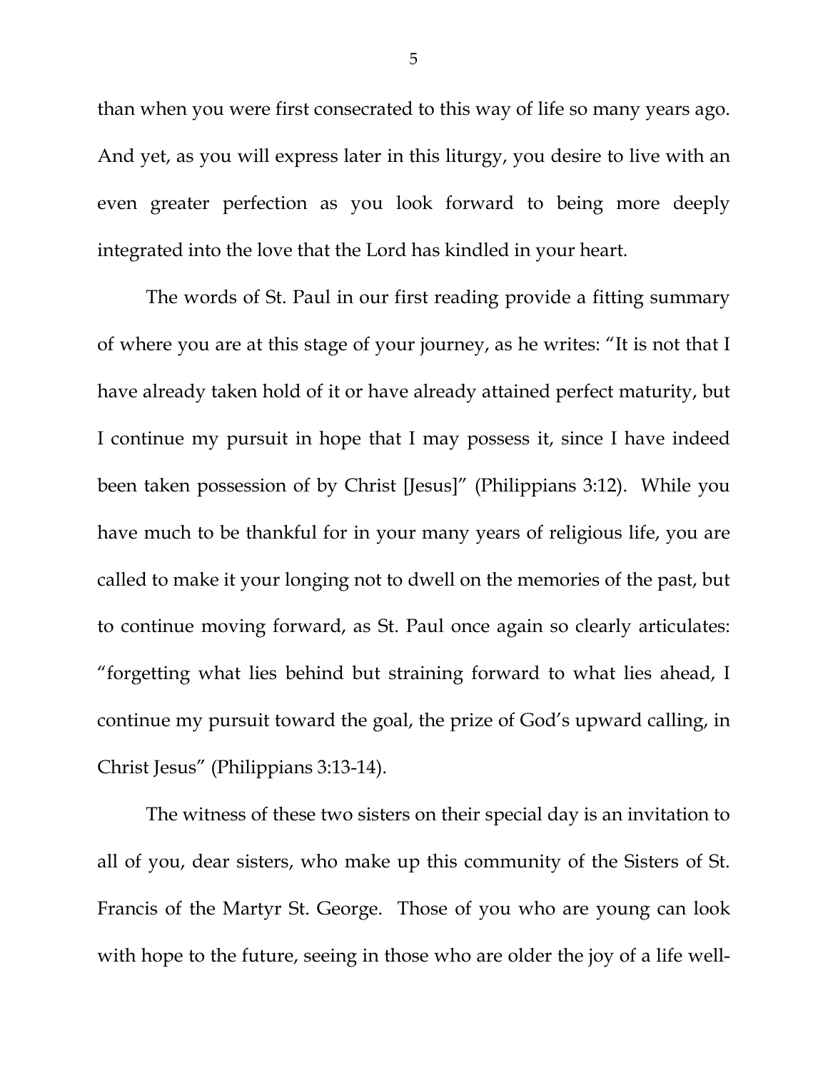than when you were first consecrated to this way of life so many years ago. And yet, as you will express later in this liturgy, you desire to live with an even greater perfection as you look forward to being more deeply integrated into the love that the Lord has kindled in your heart.

The words of St. Paul in our first reading provide a fitting summary of where you are at this stage of your journey, as he writes: "It is not that I have already taken hold of it or have already attained perfect maturity, but I continue my pursuit in hope that I may possess it, since I have indeed been taken possession of by Christ [Jesus]" (Philippians 3:12). While you have much to be thankful for in your many years of religious life, you are called to make it your longing not to dwell on the memories of the past, but to continue moving forward, as St. Paul once again so clearly articulates: "forgetting what lies behind but straining forward to what lies ahead, I continue my pursuit toward the goal, the prize of God's upward calling, in Christ Jesus" (Philippians 3:13-14).

The witness of these two sisters on their special day is an invitation to all of you, dear sisters, who make up this community of the Sisters of St. Francis of the Martyr St. George. Those of you who are young can look with hope to the future, seeing in those who are older the joy of a life well-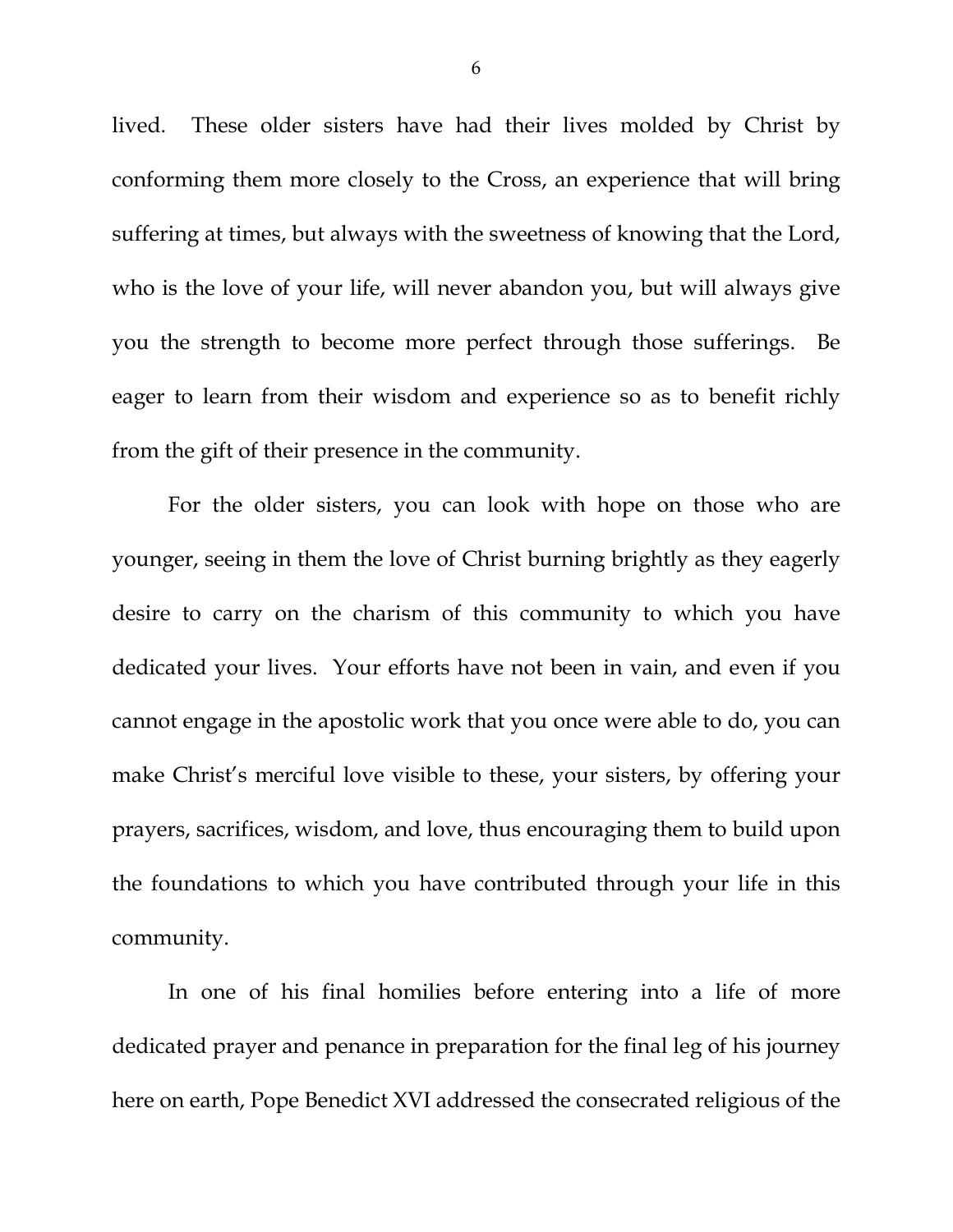lived. These older sisters have had their lives molded by Christ by conforming them more closely to the Cross, an experience that will bring suffering at times, but always with the sweetness of knowing that the Lord, who is the love of your life, will never abandon you, but will always give you the strength to become more perfect through those sufferings. Be eager to learn from their wisdom and experience so as to benefit richly from the gift of their presence in the community.

For the older sisters, you can look with hope on those who are younger, seeing in them the love of Christ burning brightly as they eagerly desire to carry on the charism of this community to which you have dedicated your lives. Your efforts have not been in vain, and even if you cannot engage in the apostolic work that you once were able to do, you can make Christ's merciful love visible to these, your sisters, by offering your prayers, sacrifices, wisdom, and love, thus encouraging them to build upon the foundations to which you have contributed through your life in this community.

In one of his final homilies before entering into a life of more dedicated prayer and penance in preparation for the final leg of his journey here on earth, Pope Benedict XVI addressed the consecrated religious of the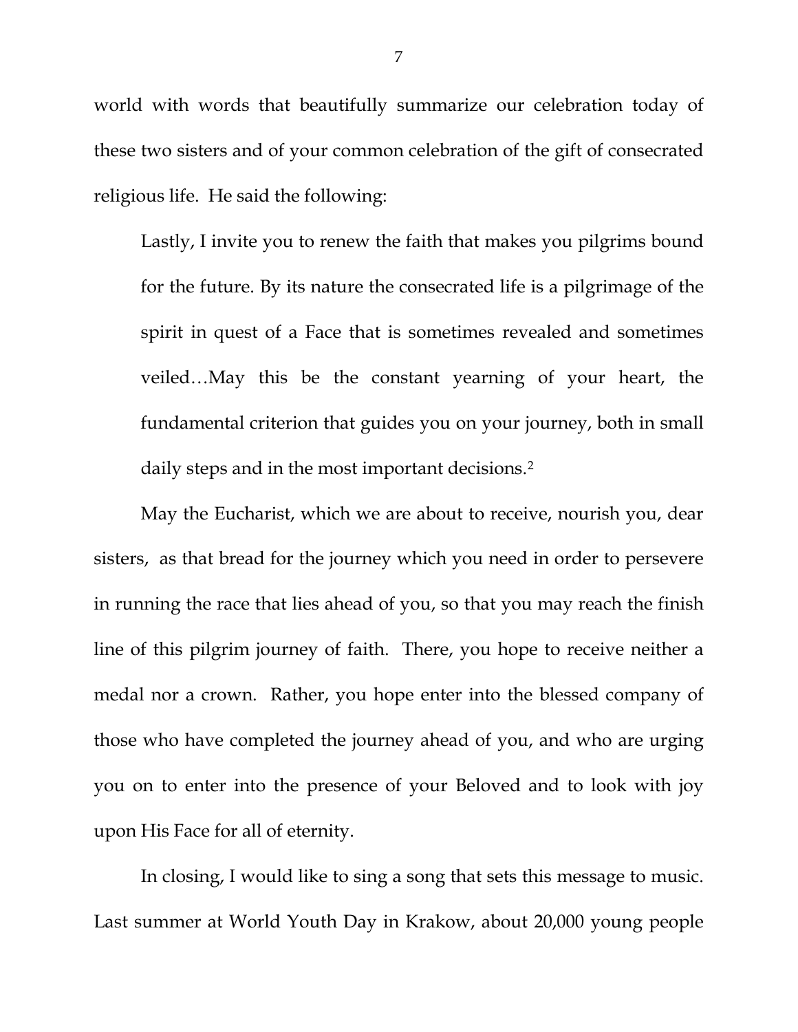world with words that beautifully summarize our celebration today of these two sisters and of your common celebration of the gift of consecrated religious life. He said the following:

> Lastly, I invite you to renew the faith that makes you pilgrims bound for the future. By its nature the consecrated life is a pilgrimage of the spirit in quest of a Face that is sometimes revealed and sometimes veiled…May this be the constant yearning of your heart, the fundamental criterion that guides you on your journey, both in small daily steps and in the most important decisions.[2]

May the Eucharist, which we are about to receive, nourish you, dear sisters, as that bread for the journey which you need in order to persevere in running the race that lies ahead of you, so that you may reach the finish line of this pilgrim journey of faith. There, you hope to receive neither a medal nor a crown. Rather, you hope enter into the blessed company of those who have completed the journey ahead of you, and who are urging you on to enter into the presence of your Beloved and to look with joy upon His Face for all of eternity.

In closing, I would like to sing a song that sets this message to music. Last summer at World Youth Day in Krakow, about 20,000 young people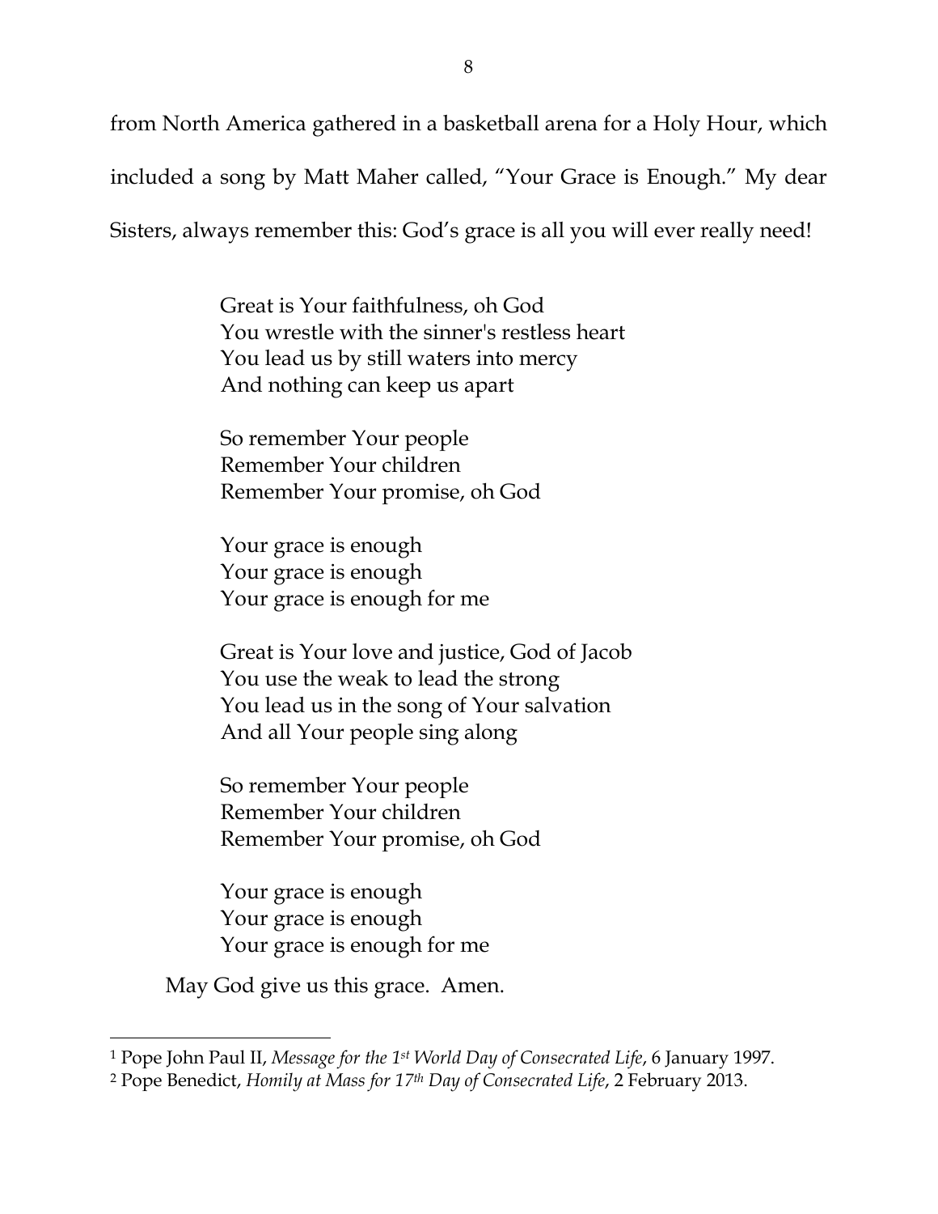from North America gathered in a basketball arena for a Holy Hour, which included a song by Matt Maher called, "Your Grace is Enough." My dear Sisters, always remember this: God's grace is all you will ever really need!

> Great is Your faithfulness, oh God
> You wrestle with the sinner's restless heart
> You lead us by still waters into mercy
> And nothing can keep us apart
>
> So remember Your people
> Remember Your children
> Remember Your promise, oh God
>
> Your grace is enough
> Your grace is enough
> Your grace is enough for me
>
> Great is Your love and justice, God of Jacob
> You use the weak to lead the strong
> You lead us in the song of Your salvation
> And all Your people sing along
>
> So remember Your people
> Remember Your children
> Remember Your promise, oh God
>
> Your grace is enough
> Your grace is enough
> Your grace is enough for me

May God give us this grace. Amen.

---

[1] Pope John Paul II, *Message for the 1st World Day of Consecrated Life*, 6 January 1997.

[2] Pope Benedict, *Homily at Mass for 17th Day of Consecrated Life*, 2 February 2013.